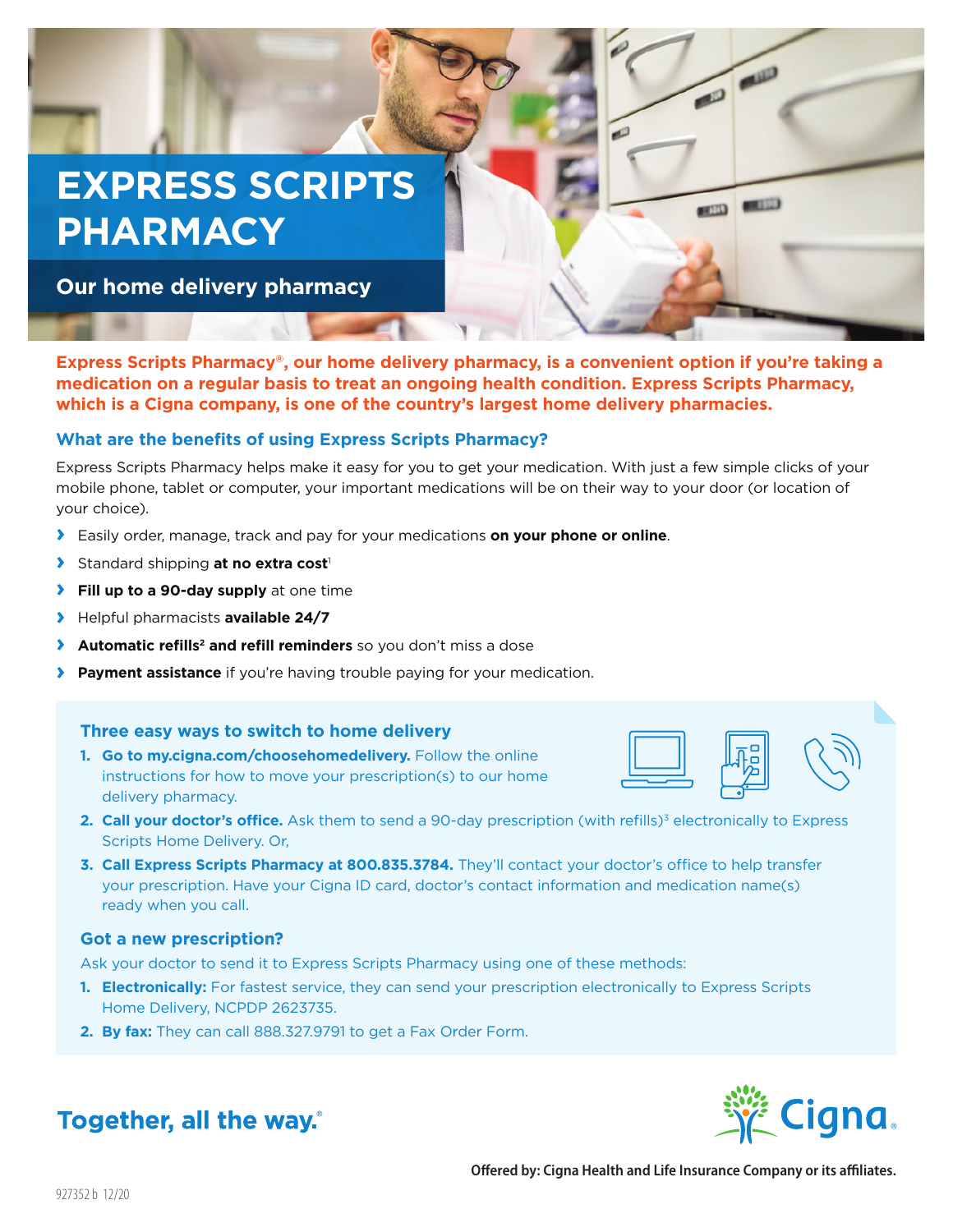# EXPRESS SCRIPTS PHARMACY

## Our home delivery pharmacy

**Express Scripts Pharmacy®, our home delivery pharmacy, is a convenient option if you're taking a medication on a regular basis to treat an ongoing health condition. Express Scripts Pharmacy, which is a Cigna company, is one of the country's largest home delivery pharmacies.**

### What are the benefits of using Express Scripts Pharmacy?

Express Scripts Pharmacy helps make it easy for you to get your medication. With just a few simple clicks of your mobile phone, tablet or computer, your important medications will be on their way to your door (or location of your choice).

- Easily order, manage, track and pay for your medications **on your phone or online**.
- Standard shipping **at no extra cost**[1]
- **Fill up to a 90-day supply** at one time
- Helpful pharmacists **available 24/7**
- **Automatic refills[2] and refill reminders** so you don't miss a dose
- **Payment assistance** if you're having trouble paying for your medication.

### Three easy ways to switch to home delivery

1. **Go to my.cigna.com/choosehomedelivery.** Follow the online instructions for how to move your prescription(s) to our home delivery pharmacy.
2. **Call your doctor's office.** Ask them to send a 90-day prescription (with refills)[3] electronically to Express Scripts Home Delivery. Or,
3. **Call Express Scripts Pharmacy at 800.835.3784.** They'll contact your doctor's office to help transfer your prescription. Have your Cigna ID card, doctor's contact information and medication name(s) ready when you call.

### Got a new prescription?

Ask your doctor to send it to Express Scripts Pharmacy using one of these methods:

1. **Electronically:** For fastest service, they can send your prescription electronically to Express Scripts Home Delivery, NCPDP 2623735.
2. **By fax:** They can call 888.327.9791 to get a Fax Order Form.

**Together, all the way.®**

Cigna

Offered by: Cigna Health and Life Insurance Company or its affiliates.

927352 b 12/20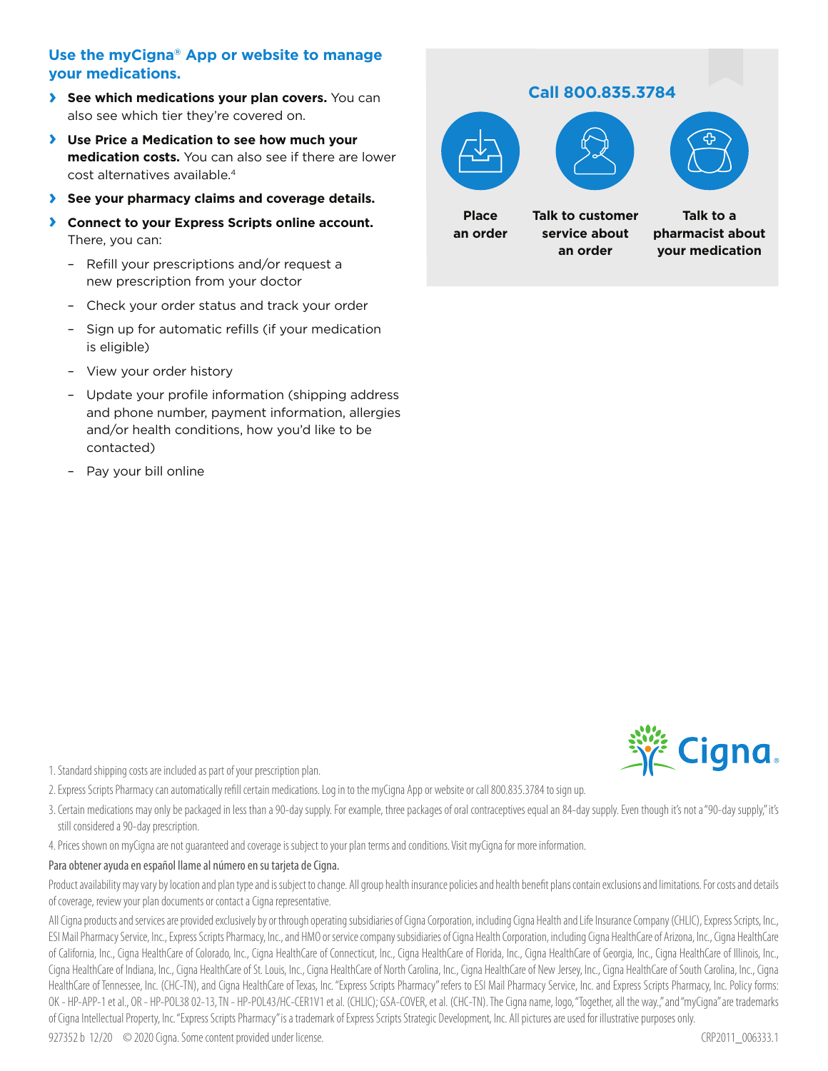## Use the myCigna® App or website to manage your medications.

- **See which medications your plan covers.** You can also see which tier they're covered on.
- **Use Price a Medication to see how much your medication costs.** You can also see if there are lower cost alternatives available.[4]
- **See your pharmacy claims and coverage details.**
- **Connect to your Express Scripts online account.** There, you can:
  - Refill your prescriptions and/or request a new prescription from your doctor
  - Check your order status and track your order
  - Sign up for automatic refills (if your medication is eligible)
  - View your order history
  - Update your profile information (shipping address and phone number, payment information, allergies and/or health conditions, how you'd like to be contacted)
  - Pay your bill online

### Call 800.835.3784

**Place an order**

**Talk to customer service about an order**

**Talk to a pharmacist about your medication**

1. Standard shipping costs are included as part of your prescription plan.
2. Express Scripts Pharmacy can automatically refill certain medications. Log in to the myCigna App or website or call 800.835.3784 to sign up.
3. Certain medications may only be packaged in less than a 90-day supply. For example, three packages of oral contraceptives equal an 84-day supply. Even though it's not a "90-day supply," it's still considered a 90-day prescription.
4. Prices shown on myCigna are not guaranteed and coverage is subject to your plan terms and conditions. Visit myCigna for more information.

**Para obtener ayuda en español llame al número en su tarjeta de Cigna.**

Product availability may vary by location and plan type and is subject to change. All group health insurance policies and health benefit plans contain exclusions and limitations. For costs and details of coverage, review your plan documents or contact a Cigna representative.

All Cigna products and services are provided exclusively by or through operating subsidiaries of Cigna Corporation, including Cigna Health and Life Insurance Company (CHLIC), Express Scripts, Inc., ESI Mail Pharmacy Service, Inc., Express Scripts Pharmacy, Inc., and HMO or service company subsidiaries of Cigna Health Corporation, including Cigna HealthCare of Arizona, Inc., Cigna HealthCare of California, Inc., Cigna HealthCare of Colorado, Inc., Cigna HealthCare of Connecticut, Inc., Cigna HealthCare of Florida, Inc., Cigna HealthCare of Georgia, Inc., Cigna HealthCare of Illinois, Inc., Cigna HealthCare of Indiana, Inc., Cigna HealthCare of St. Louis, Inc., Cigna HealthCare of North Carolina, Inc., Cigna HealthCare of New Jersey, Inc., Cigna HealthCare of South Carolina, Inc., Cigna HealthCare of Tennessee, Inc. (CHC-TN), and Cigna HealthCare of Texas, Inc. "Express Scripts Pharmacy" refers to ESI Mail Pharmacy Service, Inc. and Express Scripts Pharmacy, Inc. Policy forms: OK - HP-APP-1 et al., OR - HP-POL38 02-13, TN - HP-POL43/HC-CER1V1 et al. (CHLIC); GSA-COVER, et al. (CHC-TN). The Cigna name, logo, "Together, all the way." and "myCigna" are trademarks of Cigna Intellectual Property, Inc. "Express Scripts Pharmacy" is a trademark of Express Scripts Strategic Development, Inc. All pictures are used for illustrative purposes only.

927352 b 12/20 © 2020 Cigna. Some content provided under license. CRP2011_006333.1